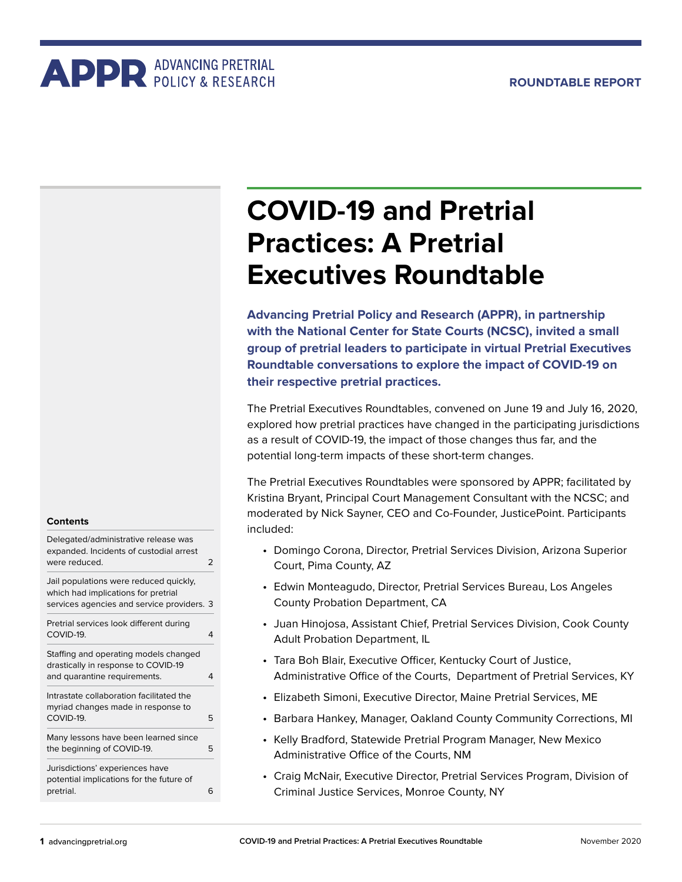APPR ADVANCING PRETRIAL POLICY & RESEARCH

**ROUNDTABLE REPORT**

# COVID-19 and Pretrial Practices: A Pretrial Executives Roundtable

**Advancing Pretrial Policy and Research (APPR), in partnership with the National Center for State Courts (NCSC), invited a small group of pretrial leaders to participate in virtual Pretrial Executives Roundtable conversations to explore the impact of COVID-19 on their respective pretrial practices.**

The Pretrial Executives Roundtables, convened on June 19 and July 16, 2020, explored how pretrial practices have changed in the participating jurisdictions as a result of COVID-19, the impact of those changes thus far, and the potential long-term impacts of these short-term changes.

The Pretrial Executives Roundtables were sponsored by APPR; facilitated by Kristina Bryant, Principal Court Management Consultant with the NCSC; and moderated by Nick Sayner, CEO and Co-Founder, JusticePoint. Participants included:

- Domingo Corona, Director, Pretrial Services Division, Arizona Superior Court, Pima County, AZ
- Edwin Monteagudo, Director, Pretrial Services Bureau, Los Angeles County Probation Department, CA
- Juan Hinojosa, Assistant Chief, Pretrial Services Division, Cook County Adult Probation Department, IL
- Tara Boh Blair, Executive Officer, Kentucky Court of Justice, Administrative Office of the Courts, Department of Pretrial Services, KY
- Elizabeth Simoni, Executive Director, Maine Pretrial Services, ME
- Barbara Hankey, Manager, Oakland County Community Corrections, MI
- Kelly Bradford, Statewide Pretrial Program Manager, New Mexico Administrative Office of the Courts, NM
- Craig McNair, Executive Director, Pretrial Services Program, Division of Criminal Justice Services, Monroe County, NY

**Contents**

| | |
|---|---|
| Delegated/administrative release was expanded. Incidents of custodial arrest were reduced. | 2 |
| Jail populations were reduced quickly, which had implications for pretrial services agencies and service providers. | 3 |
| Pretrial services look different during COVID-19. | 4 |
| Staffing and operating models changed drastically in response to COVID-19 and quarantine requirements. | 4 |
| Intrastate collaboration facilitated the myriad changes made in response to COVID-19. | 5 |
| Many lessons have been learned since the beginning of COVID-19. | 5 |
| Jurisdictions' experiences have potential implications for the future of pretrial. | 6 |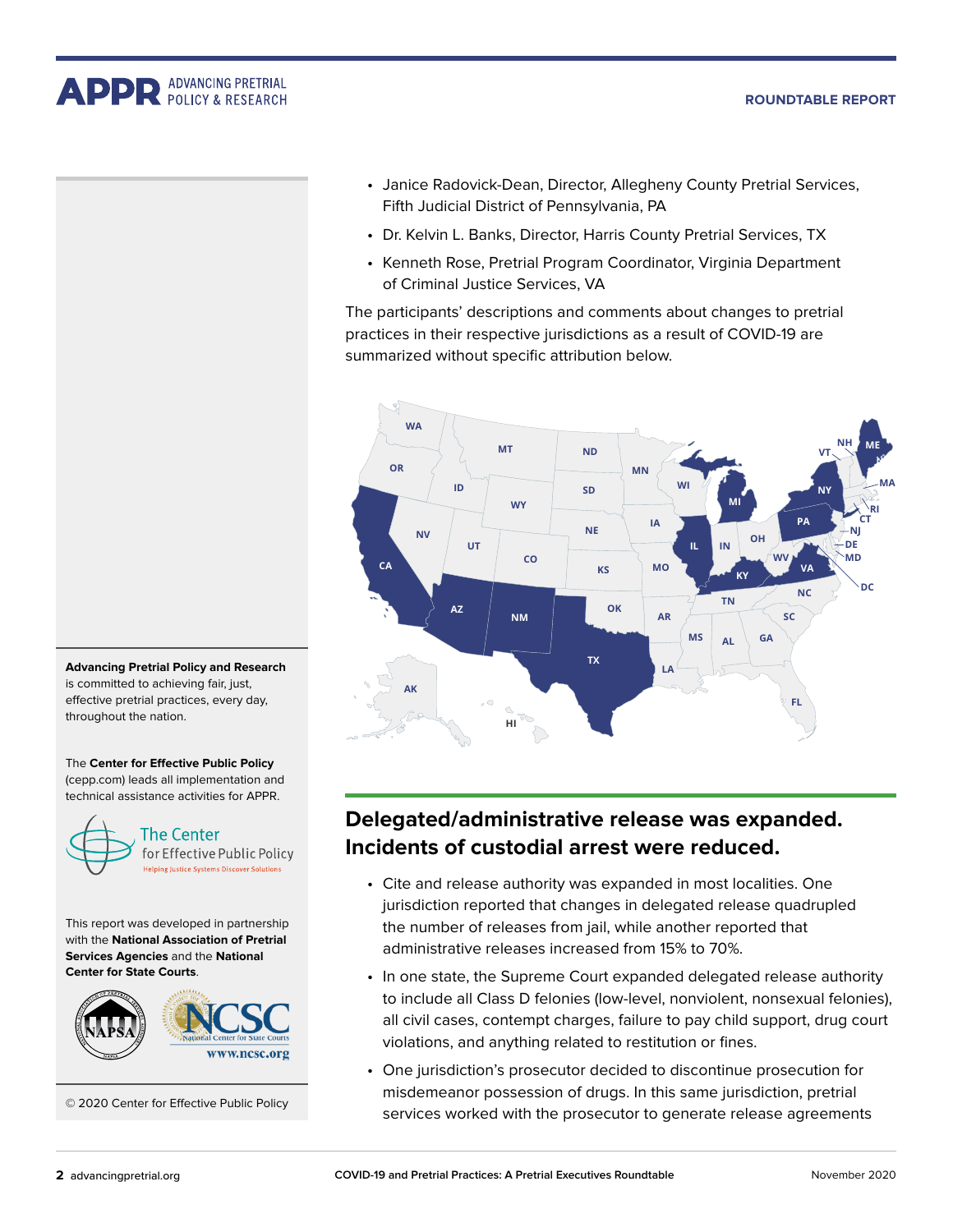- Janice Radovick-Dean, Director, Allegheny County Pretrial Services, Fifth Judicial District of Pennsylvania, PA
- Dr. Kelvin L. Banks, Director, Harris County Pretrial Services, TX
- Kenneth Rose, Pretrial Program Coordinator, Virginia Department of Criminal Justice Services, VA

The participants' descriptions and comments about changes to pretrial practices in their respective jurisdictions as a result of COVID-19 are summarized without specific attribution below.

## Delegated/administrative release was expanded. Incidents of custodial arrest were reduced.

- Cite and release authority was expanded in most localities. One jurisdiction reported that changes in delegated release quadrupled the number of releases from jail, while another reported that administrative releases increased from 15% to 70%.
- In one state, the Supreme Court expanded delegated release authority to include all Class D felonies (low-level, nonviolent, nonsexual felonies), all civil cases, contempt charges, failure to pay child support, drug court violations, and anything related to restitution or fines.
- One jurisdiction's prosecutor decided to discontinue prosecution for misdemeanor possession of drugs. In this same jurisdiction, pretrial services worked with the prosecutor to generate release agreements

**Advancing Pretrial Policy and Research** is committed to achieving fair, just, effective pretrial practices, every day, throughout the nation.

The **Center for Effective Public Policy** (cepp.com) leads all implementation and technical assistance activities for APPR.

This report was developed in partnership with the **National Association of Pretrial Services Agencies** and the **National Center for State Courts**.

© 2020 Center for Effective Public Policy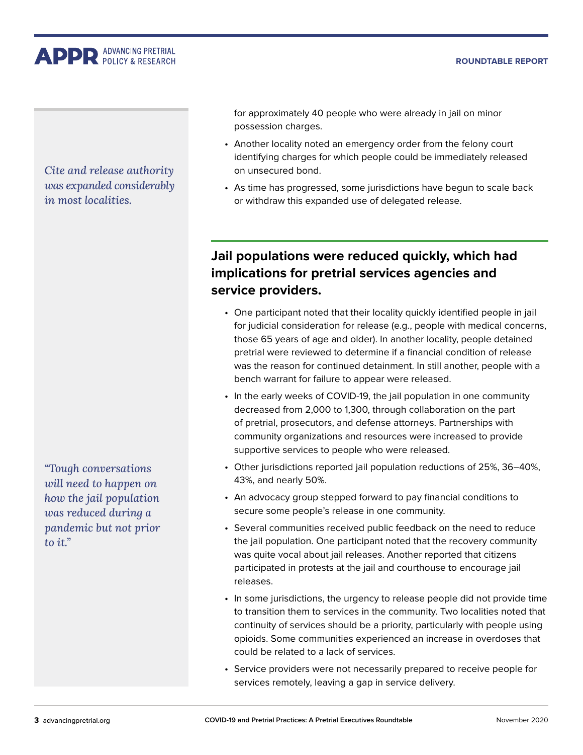*Cite and release authority was expanded considerably in most localities.*

for approximately 40 people who were already in jail on minor possession charges.

- Another locality noted an emergency order from the felony court identifying charges for which people could be immediately released on unsecured bond.
- As time has progressed, some jurisdictions have begun to scale back or withdraw this expanded use of delegated release.

## Jail populations were reduced quickly, which had implications for pretrial services agencies and service providers.

- One participant noted that their locality quickly identified people in jail for judicial consideration for release (e.g., people with medical concerns, those 65 years of age and older). In another locality, people detained pretrial were reviewed to determine if a financial condition of release was the reason for continued detainment. In still another, people with a bench warrant for failure to appear were released.
- In the early weeks of COVID-19, the jail population in one community decreased from 2,000 to 1,300, through collaboration on the part of pretrial, prosecutors, and defense attorneys. Partnerships with community organizations and resources were increased to provide supportive services to people who were released.
- Other jurisdictions reported jail population reductions of 25%, 36–40%, 43%, and nearly 50%.
- An advocacy group stepped forward to pay financial conditions to secure some people's release in one community.
- Several communities received public feedback on the need to reduce the jail population. One participant noted that the recovery community was quite vocal about jail releases. Another reported that citizens participated in protests at the jail and courthouse to encourage jail releases.
- In some jurisdictions, the urgency to release people did not provide time to transition them to services in the community. Two localities noted that continuity of services should be a priority, particularly with people using opioids. Some communities experienced an increase in overdoses that could be related to a lack of services.
- Service providers were not necessarily prepared to receive people for services remotely, leaving a gap in service delivery.

*"Tough conversations will need to happen on how the jail population was reduced during a pandemic but not prior to it."*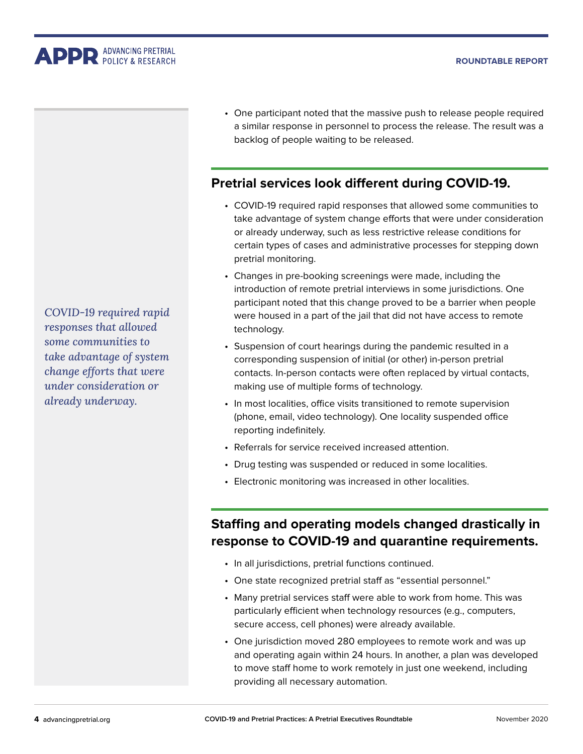- One participant noted that the massive push to release people required a similar response in personnel to process the release. The result was a backlog of people waiting to be released.

## Pretrial services look different during COVID-19.

*COVID-19 required rapid responses that allowed some communities to take advantage of system change efforts that were under consideration or already underway.*

- COVID-19 required rapid responses that allowed some communities to take advantage of system change efforts that were under consideration or already underway, such as less restrictive release conditions for certain types of cases and administrative processes for stepping down pretrial monitoring.
- Changes in pre-booking screenings were made, including the introduction of remote pretrial interviews in some jurisdictions. One participant noted that this change proved to be a barrier when people were housed in a part of the jail that did not have access to remote technology.
- Suspension of court hearings during the pandemic resulted in a corresponding suspension of initial (or other) in-person pretrial contacts. In-person contacts were often replaced by virtual contacts, making use of multiple forms of technology.
- In most localities, office visits transitioned to remote supervision (phone, email, video technology). One locality suspended office reporting indefinitely.
- Referrals for service received increased attention.
- Drug testing was suspended or reduced in some localities.
- Electronic monitoring was increased in other localities.

## Staffing and operating models changed drastically in response to COVID-19 and quarantine requirements.

- In all jurisdictions, pretrial functions continued.
- One state recognized pretrial staff as "essential personnel."
- Many pretrial services staff were able to work from home. This was particularly efficient when technology resources (e.g., computers, secure access, cell phones) were already available.
- One jurisdiction moved 280 employees to remote work and was up and operating again within 24 hours. In another, a plan was developed to move staff home to work remotely in just one weekend, including providing all necessary automation.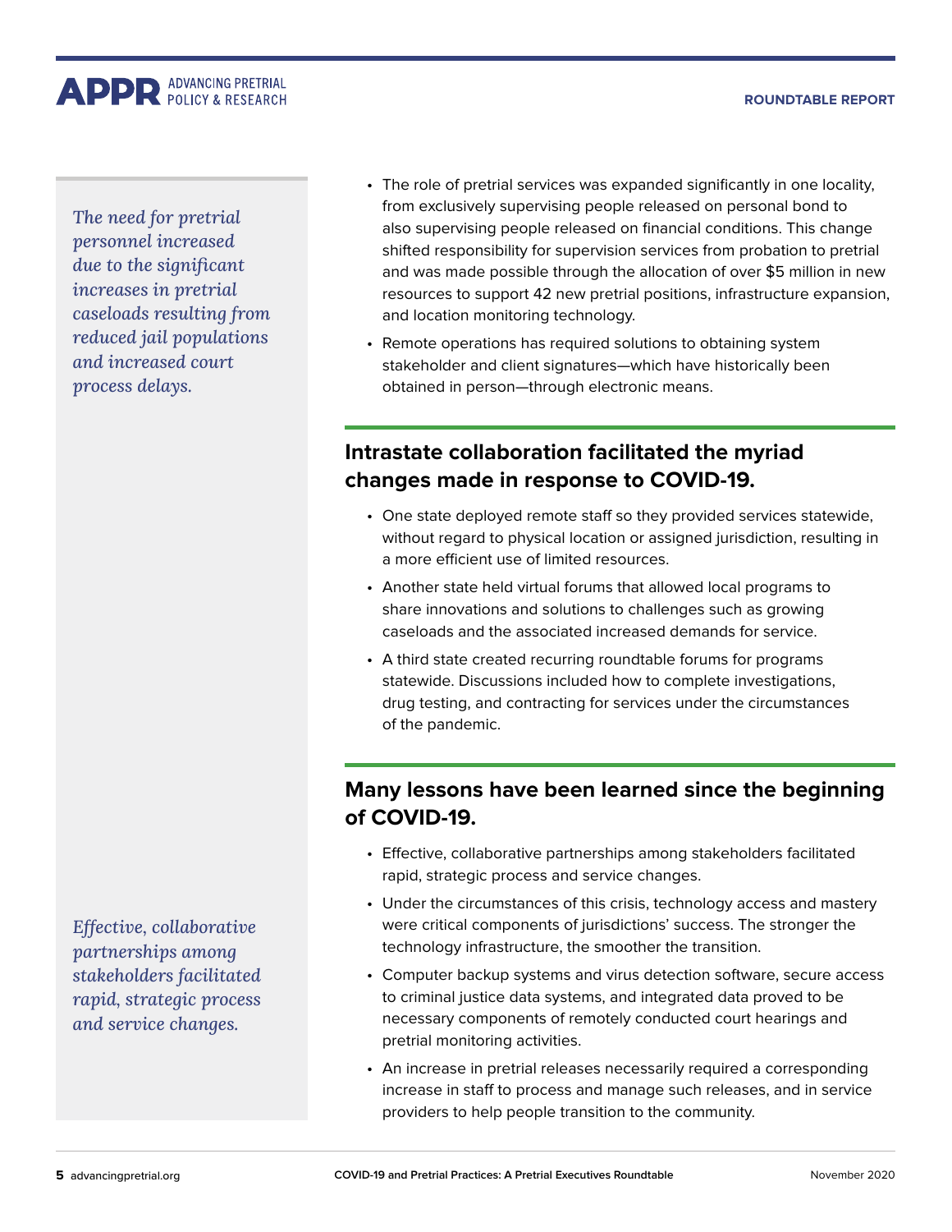*The need for pretrial personnel increased due to the significant increases in pretrial caseloads resulting from reduced jail populations and increased court process delays.*

- The role of pretrial services was expanded significantly in one locality, from exclusively supervising people released on personal bond to also supervising people released on financial conditions. This change shifted responsibility for supervision services from probation to pretrial and was made possible through the allocation of over $5 million in new resources to support 42 new pretrial positions, infrastructure expansion, and location monitoring technology.
- Remote operations has required solutions to obtaining system stakeholder and client signatures—which have historically been obtained in person—through electronic means.

## Intrastate collaboration facilitated the myriad changes made in response to COVID-19.

- One state deployed remote staff so they provided services statewide, without regard to physical location or assigned jurisdiction, resulting in a more efficient use of limited resources.
- Another state held virtual forums that allowed local programs to share innovations and solutions to challenges such as growing caseloads and the associated increased demands for service.
- A third state created recurring roundtable forums for programs statewide. Discussions included how to complete investigations, drug testing, and contracting for services under the circumstances of the pandemic.

## Many lessons have been learned since the beginning of COVID-19.

- Effective, collaborative partnerships among stakeholders facilitated rapid, strategic process and service changes.
- Under the circumstances of this crisis, technology access and mastery were critical components of jurisdictions' success. The stronger the technology infrastructure, the smoother the transition.
- Computer backup systems and virus detection software, secure access to criminal justice data systems, and integrated data proved to be necessary components of remotely conducted court hearings and pretrial monitoring activities.
- An increase in pretrial releases necessarily required a corresponding increase in staff to process and manage such releases, and in service providers to help people transition to the community.

*Effective, collaborative partnerships among stakeholders facilitated rapid, strategic process and service changes.*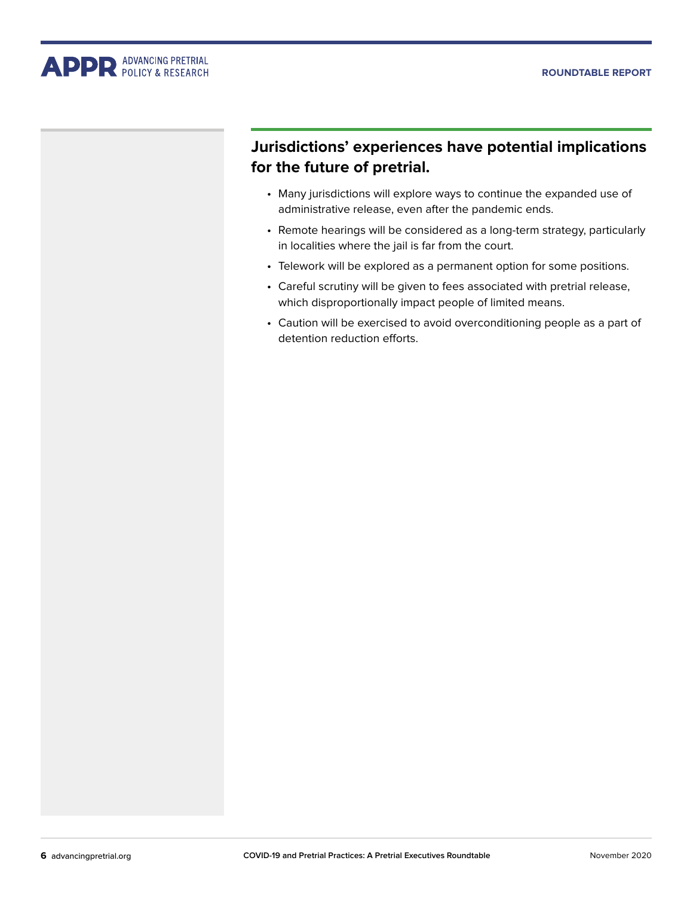## Jurisdictions' experiences have potential implications for the future of pretrial.

- Many jurisdictions will explore ways to continue the expanded use of administrative release, even after the pandemic ends.
- Remote hearings will be considered as a long-term strategy, particularly in localities where the jail is far from the court.
- Telework will be explored as a permanent option for some positions.
- Careful scrutiny will be given to fees associated with pretrial release, which disproportionally impact people of limited means.
- Caution will be exercised to avoid overconditioning people as a part of detention reduction efforts.